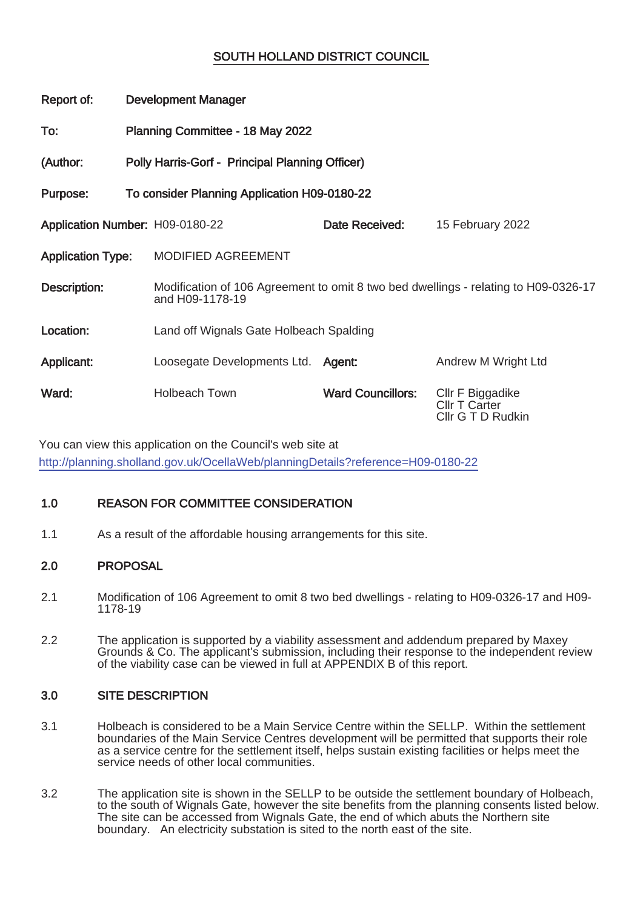# SOUTH HOLLAND DISTRICT COUNCIL

**Report of:** Development Manager

**To:** Planning Committee - 18 May 2022

**(Author:** Polly Harris-Gorf - Principal Planning Officer)

**Purpose:** To consider Planning Application H09-0180-22

| | | | |
|---|---|---|---|
| **Application Number:** | H09-0180-22 | **Date Received:** | 15 February 2022 |
| **Application Type:** | MODIFIED AGREEMENT | | |
| **Description:** | Modification of 106 Agreement to omit 8 two bed dwellings - relating to H09-0326-17 and H09-1178-19 | | |
| **Location:** | Land off Wignals Gate Holbeach Spalding | | |
| **Applicant:** | Loosegate Developments Ltd. | **Agent:** | Andrew M Wright Ltd |
| **Ward:** | Holbeach Town | **Ward Councillors:** | Cllr F Biggadike<br>Cllr T Carter<br>Cllr G T D Rudkin |

You can view this application on the Council's web site at
http://planning.sholland.gov.uk/OcellaWeb/planningDetails?reference=H09-0180-22

## 1.0 REASON FOR COMMITTEE CONSIDERATION

1.1 As a result of the affordable housing arrangements for this site.

## 2.0 PROPOSAL

2.1 Modification of 106 Agreement to omit 8 two bed dwellings - relating to H09-0326-17 and H09-1178-19

2.2 The application is supported by a viability assessment and addendum prepared by Maxey Grounds & Co. The applicant's submission, including their response to the independent review of the viability case can be viewed in full at APPENDIX B of this report.

## 3.0 SITE DESCRIPTION

3.1 Holbeach is considered to be a Main Service Centre within the SELLP. Within the settlement boundaries of the Main Service Centres development will be permitted that supports their role as a service centre for the settlement itself, helps sustain existing facilities or helps meet the service needs of other local communities.

3.2 The application site is shown in the SELLP to be outside the settlement boundary of Holbeach, to the south of Wignals Gate, however the site benefits from the planning consents listed below. The site can be accessed from Wignals Gate, the end of which abuts the Northern site boundary. An electricity substation is sited to the north east of the site.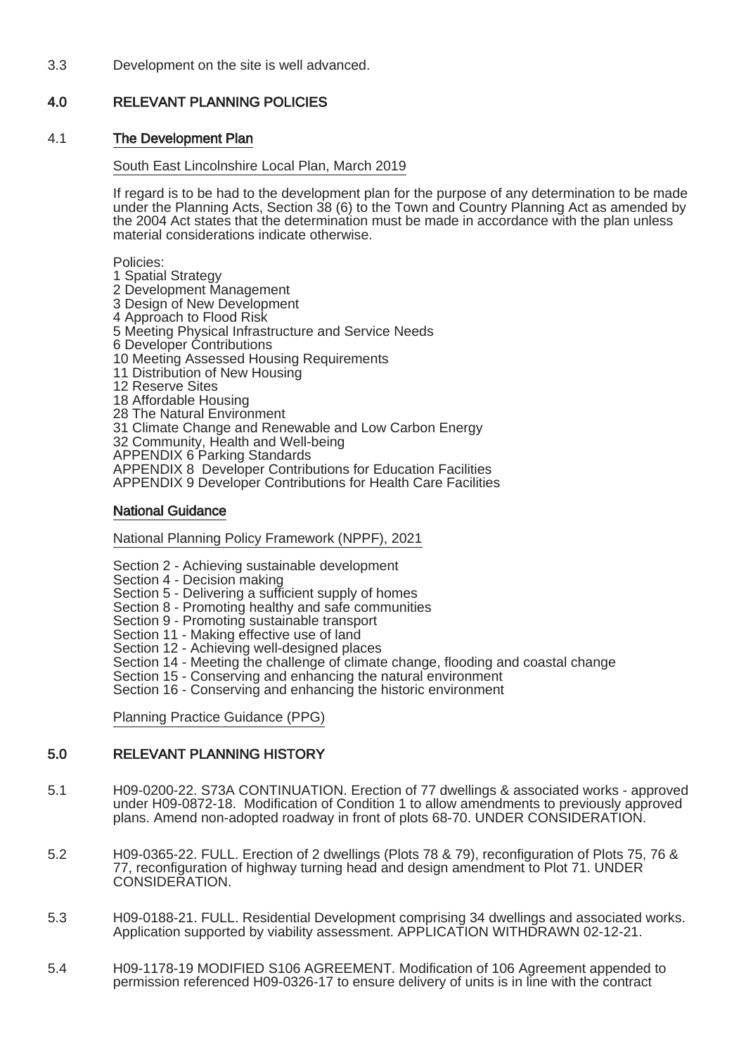3.3 Development on the site is well advanced.

## 4.0 RELEVANT PLANNING POLICIES

### 4.1 The Development Plan

South East Lincolnshire Local Plan, March 2019

If regard is to be had to the development plan for the purpose of any determination to be made under the Planning Acts, Section 38 (6) to the Town and Country Planning Act as amended by the 2004 Act states that the determination must be made in accordance with the plan unless material considerations indicate otherwise.

Policies:
1 Spatial Strategy
2 Development Management
3 Design of New Development
4 Approach to Flood Risk
5 Meeting Physical Infrastructure and Service Needs
6 Developer Contributions
10 Meeting Assessed Housing Requirements
11 Distribution of New Housing
12 Reserve Sites
18 Affordable Housing
28 The Natural Environment
31 Climate Change and Renewable and Low Carbon Energy
32 Community, Health and Well-being
APPENDIX 6 Parking Standards
APPENDIX 8 Developer Contributions for Education Facilities
APPENDIX 9 Developer Contributions for Health Care Facilities

### National Guidance

National Planning Policy Framework (NPPF), 2021

Section 2 - Achieving sustainable development
Section 4 - Decision making
Section 5 - Delivering a sufficient supply of homes
Section 8 - Promoting healthy and safe communities
Section 9 - Promoting sustainable transport
Section 11 - Making effective use of land
Section 12 - Achieving well-designed places
Section 14 - Meeting the challenge of climate change, flooding and coastal change
Section 15 - Conserving and enhancing the natural environment
Section 16 - Conserving and enhancing the historic environment

Planning Practice Guidance (PPG)

## 5.0 RELEVANT PLANNING HISTORY

5.1 H09-0200-22. S73A CONTINUATION. Erection of 77 dwellings & associated works - approved under H09-0872-18. Modification of Condition 1 to allow amendments to previously approved plans. Amend non-adopted roadway in front of plots 68-70. UNDER CONSIDERATION.

5.2 H09-0365-22. FULL. Erection of 2 dwellings (Plots 78 & 79), reconfiguration of Plots 75, 76 & 77, reconfiguration of highway turning head and design amendment to Plot 71. UNDER CONSIDERATION.

5.3 H09-0188-21. FULL. Residential Development comprising 34 dwellings and associated works. Application supported by viability assessment. APPLICATION WITHDRAWN 02-12-21.

5.4 H09-1178-19 MODIFIED S106 AGREEMENT. Modification of 106 Agreement appended to permission referenced H09-0326-17 to ensure delivery of units is in line with the contract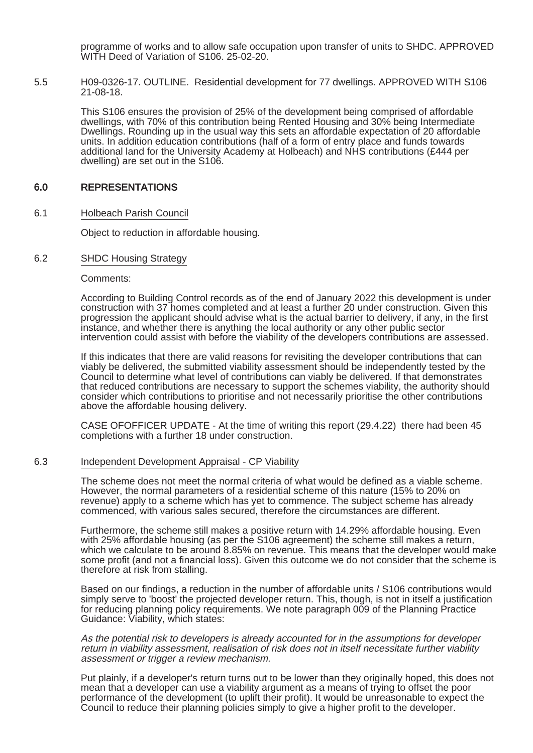programme of works and to allow safe occupation upon transfer of units to SHDC. APPROVED WITH Deed of Variation of S106. 25-02-20.

5.5 H09-0326-17. OUTLINE. Residential development for 77 dwellings. APPROVED WITH S106 21-08-18.

This S106 ensures the provision of 25% of the development being comprised of affordable dwellings, with 70% of this contribution being Rented Housing and 30% being Intermediate Dwellings. Rounding up in the usual way this sets an affordable expectation of 20 affordable units. In addition education contributions (half of a form of entry place and funds towards additional land for the University Academy at Holbeach) and NHS contributions (£444 per dwelling) are set out in the S106.

## 6.0 REPRESENTATIONS

6.1 Holbeach Parish Council

Object to reduction in affordable housing.

6.2 SHDC Housing Strategy

Comments:

According to Building Control records as of the end of January 2022 this development is under construction with 37 homes completed and at least a further 20 under construction. Given this progression the applicant should advise what is the actual barrier to delivery, if any, in the first instance, and whether there is anything the local authority or any other public sector intervention could assist with before the viability of the developers contributions are assessed.

If this indicates that there are valid reasons for revisiting the developer contributions that can viably be delivered, the submitted viability assessment should be independently tested by the Council to determine what level of contributions can viably be delivered. If that demonstrates that reduced contributions are necessary to support the schemes viability, the authority should consider which contributions to prioritise and not necessarily prioritise the other contributions above the affordable housing delivery.

CASE OFOFFICER UPDATE - At the time of writing this report (29.4.22) there had been 45 completions with a further 18 under construction.

6.3 Independent Development Appraisal - CP Viability

The scheme does not meet the normal criteria of what would be defined as a viable scheme. However, the normal parameters of a residential scheme of this nature (15% to 20% on revenue) apply to a scheme which has yet to commence. The subject scheme has already commenced, with various sales secured, therefore the circumstances are different.

Furthermore, the scheme still makes a positive return with 14.29% affordable housing. Even with 25% affordable housing (as per the S106 agreement) the scheme still makes a return, which we calculate to be around 8.85% on revenue. This means that the developer would make some profit (and not a financial loss). Given this outcome we do not consider that the scheme is therefore at risk from stalling.

Based on our findings, a reduction in the number of affordable units / S106 contributions would simply serve to 'boost' the projected developer return. This, though, is not in itself a justification for reducing planning policy requirements. We note paragraph 009 of the Planning Practice Guidance: Viability, which states:

*As the potential risk to developers is already accounted for in the assumptions for developer return in viability assessment, realisation of risk does not in itself necessitate further viability assessment or trigger a review mechanism.*

Put plainly, if a developer's return turns out to be lower than they originally hoped, this does not mean that a developer can use a viability argument as a means of trying to offset the poor performance of the development (to uplift their profit). It would be unreasonable to expect the Council to reduce their planning policies simply to give a higher profit to the developer.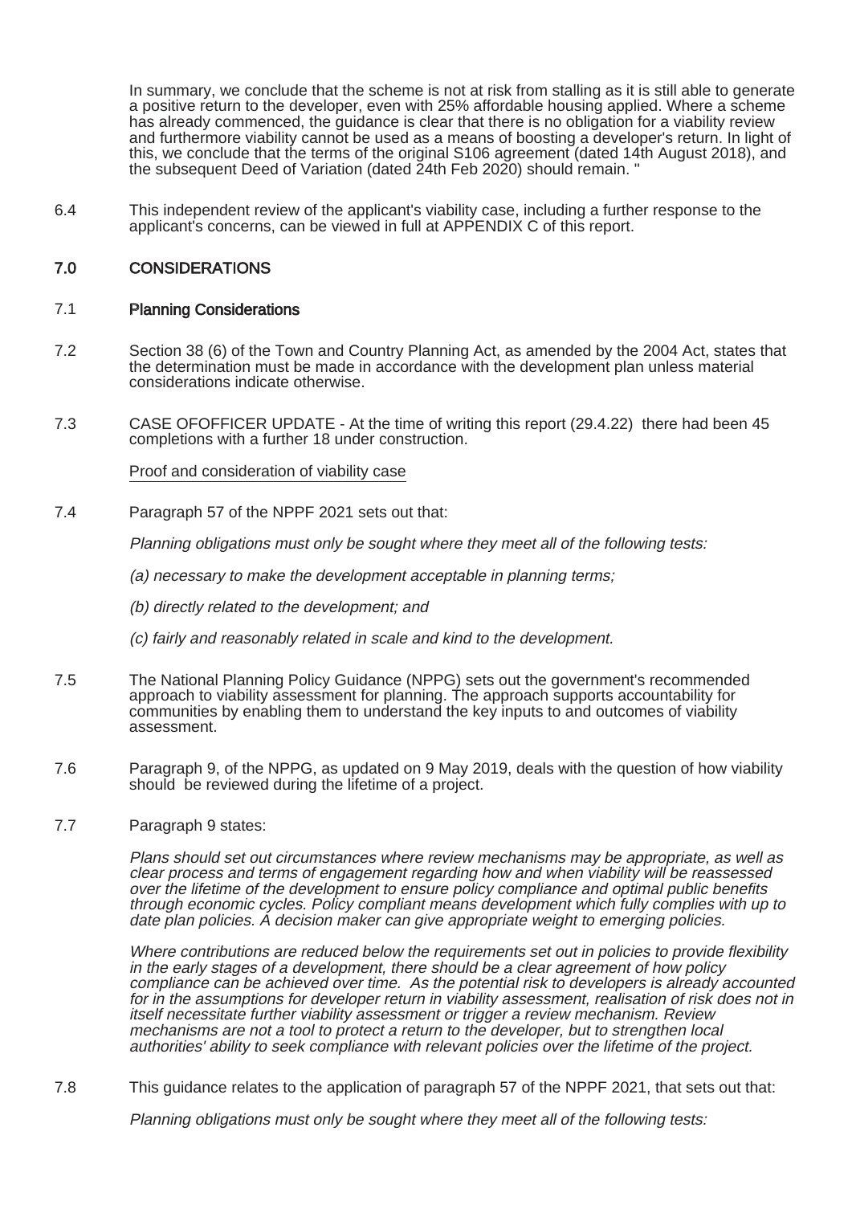In summary, we conclude that the scheme is not at risk from stalling as it is still able to generate a positive return to the developer, even with 25% affordable housing applied. Where a scheme has already commenced, the guidance is clear that there is no obligation for a viability review and furthermore viability cannot be used as a means of boosting a developer's return. In light of this, we conclude that the terms of the original S106 agreement (dated 14th August 2018), and the subsequent Deed of Variation (dated 24th Feb 2020) should remain. "

6.4 This independent review of the applicant's viability case, including a further response to the applicant's concerns, can be viewed in full at APPENDIX C of this report.

## 7.0 CONSIDERATIONS

### 7.1 Planning Considerations

7.2 Section 38 (6) of the Town and Country Planning Act, as amended by the 2004 Act, states that the determination must be made in accordance with the development plan unless material considerations indicate otherwise.

7.3 CASE OFOFFICER UPDATE - At the time of writing this report (29.4.22) there had been 45 completions with a further 18 under construction.

<u>Proof and consideration of viability case</u>

7.4 Paragraph 57 of the NPPF 2021 sets out that:

*Planning obligations must only be sought where they meet all of the following tests:*

*(a) necessary to make the development acceptable in planning terms;*

*(b) directly related to the development; and*

*(c) fairly and reasonably related in scale and kind to the development.*

7.5 The National Planning Policy Guidance (NPPG) sets out the government's recommended approach to viability assessment for planning. The approach supports accountability for communities by enabling them to understand the key inputs to and outcomes of viability assessment.

7.6 Paragraph 9, of the NPPG, as updated on 9 May 2019, deals with the question of how viability should be reviewed during the lifetime of a project.

7.7 Paragraph 9 states:

*Plans should set out circumstances where review mechanisms may be appropriate, as well as clear process and terms of engagement regarding how and when viability will be reassessed over the lifetime of the development to ensure policy compliance and optimal public benefits through economic cycles. Policy compliant means development which fully complies with up to date plan policies. A decision maker can give appropriate weight to emerging policies.*

*Where contributions are reduced below the requirements set out in policies to provide flexibility in the early stages of a development, there should be a clear agreement of how policy compliance can be achieved over time. As the potential risk to developers is already accounted for in the assumptions for developer return in viability assessment, realisation of risk does not in itself necessitate further viability assessment or trigger a review mechanism. Review mechanisms are not a tool to protect a return to the developer, but to strengthen local authorities' ability to seek compliance with relevant policies over the lifetime of the project.*

7.8 This guidance relates to the application of paragraph 57 of the NPPF 2021, that sets out that:

*Planning obligations must only be sought where they meet all of the following tests:*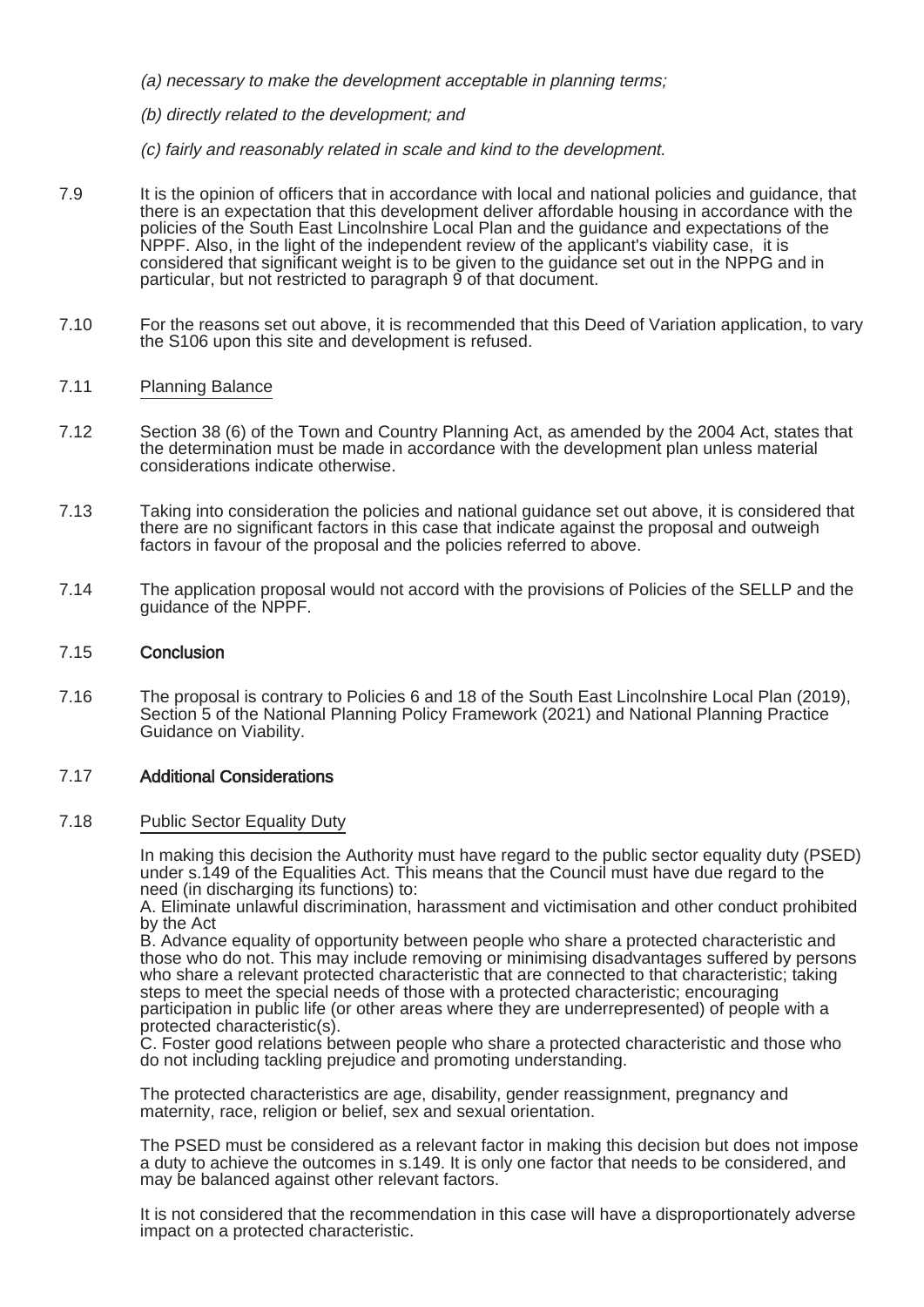*(a) necessary to make the development acceptable in planning terms;*

*(b) directly related to the development; and*

*(c) fairly and reasonably related in scale and kind to the development.*

7.9 It is the opinion of officers that in accordance with local and national policies and guidance, that there is an expectation that this development deliver affordable housing in accordance with the policies of the South East Lincolnshire Local Plan and the guidance and expectations of the NPPF. Also, in the light of the independent review of the applicant's viability case, it is considered that significant weight is to be given to the guidance set out in the NPPG and in particular, but not restricted to paragraph 9 of that document.

7.10 For the reasons set out above, it is recommended that this Deed of Variation application, to vary the S106 upon this site and development is refused.

7.11 Planning Balance

7.12 Section 38 (6) of the Town and Country Planning Act, as amended by the 2004 Act, states that the determination must be made in accordance with the development plan unless material considerations indicate otherwise.

7.13 Taking into consideration the policies and national guidance set out above, it is considered that there are no significant factors in this case that indicate against the proposal and outweigh factors in favour of the proposal and the policies referred to above.

7.14 The application proposal would not accord with the provisions of Policies of the SELLP and the guidance of the NPPF.

7.15 **Conclusion**

7.16 The proposal is contrary to Policies 6 and 18 of the South East Lincolnshire Local Plan (2019), Section 5 of the National Planning Policy Framework (2021) and National Planning Practice Guidance on Viability.

7.17 **Additional Considerations**

7.18 Public Sector Equality Duty

In making this decision the Authority must have regard to the public sector equality duty (PSED) under s.149 of the Equalities Act. This means that the Council must have due regard to the need (in discharging its functions) to:

A. Eliminate unlawful discrimination, harassment and victimisation and other conduct prohibited by the Act

B. Advance equality of opportunity between people who share a protected characteristic and those who do not. This may include removing or minimising disadvantages suffered by persons who share a relevant protected characteristic that are connected to that characteristic; taking steps to meet the special needs of those with a protected characteristic; encouraging participation in public life (or other areas where they are underrepresented) of people with a protected characteristic(s).

C. Foster good relations between people who share a protected characteristic and those who do not including tackling prejudice and promoting understanding.

The protected characteristics are age, disability, gender reassignment, pregnancy and maternity, race, religion or belief, sex and sexual orientation.

The PSED must be considered as a relevant factor in making this decision but does not impose a duty to achieve the outcomes in s.149. It is only one factor that needs to be considered, and may be balanced against other relevant factors.

It is not considered that the recommendation in this case will have a disproportionately adverse impact on a protected characteristic.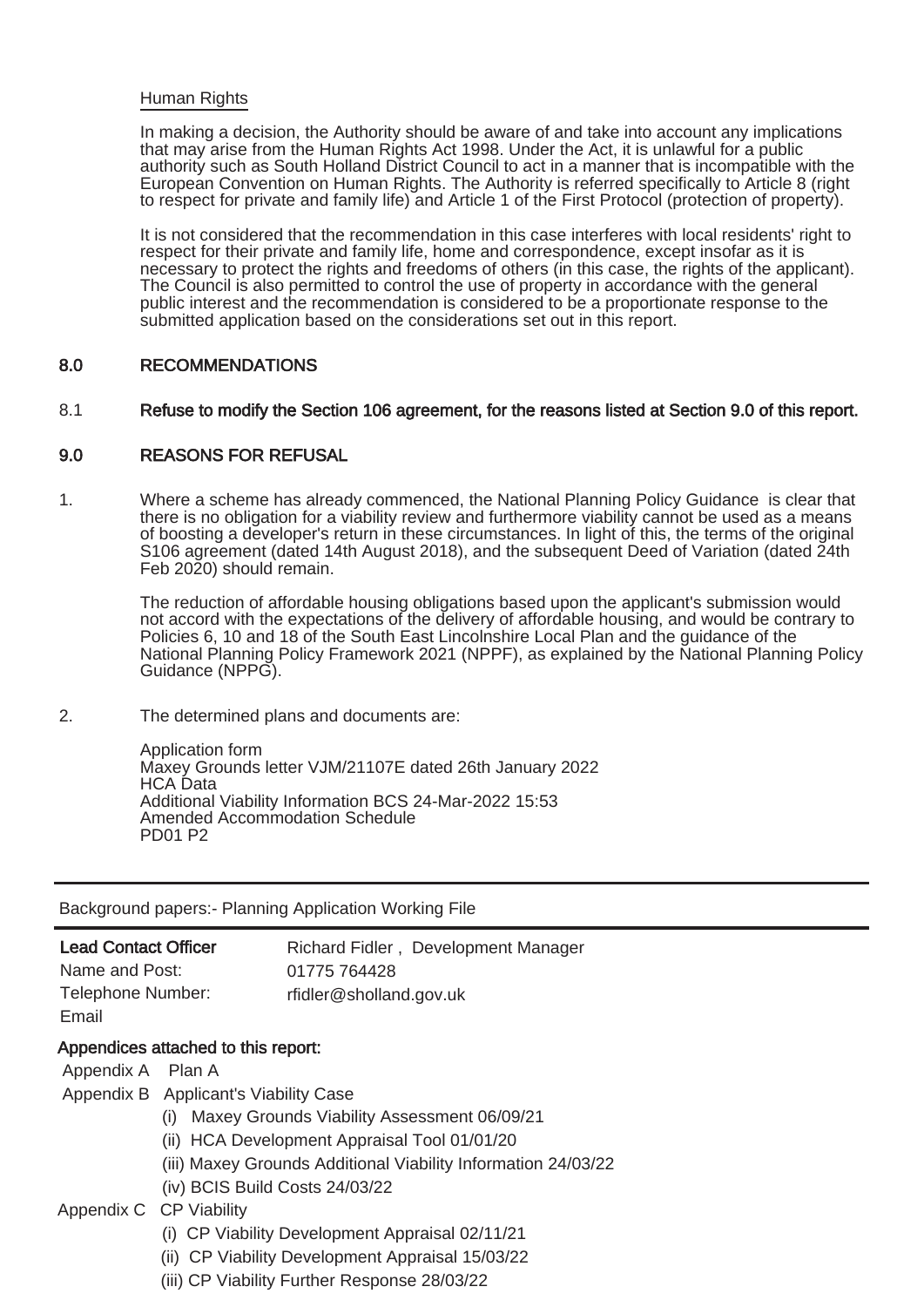Human Rights

In making a decision, the Authority should be aware of and take into account any implications that may arise from the Human Rights Act 1998. Under the Act, it is unlawful for a public authority such as South Holland District Council to act in a manner that is incompatible with the European Convention on Human Rights. The Authority is referred specifically to Article 8 (right to respect for private and family life) and Article 1 of the First Protocol (protection of property).

It is not considered that the recommendation in this case interferes with local residents' right to respect for their private and family life, home and correspondence, except insofar as it is necessary to protect the rights and freedoms of others (in this case, the rights of the applicant). The Council is also permitted to control the use of property in accordance with the general public interest and the recommendation is considered to be a proportionate response to the submitted application based on the considerations set out in this report.

## 8.0 RECOMMENDATIONS

8.1 **Refuse to modify the Section 106 agreement, for the reasons listed at Section 9.0 of this report.**

## 9.0 REASONS FOR REFUSAL

1. Where a scheme has already commenced, the National Planning Policy Guidance is clear that there is no obligation for a viability review and furthermore viability cannot be used as a means of boosting a developer's return in these circumstances. In light of this, the terms of the original S106 agreement (dated 14th August 2018), and the subsequent Deed of Variation (dated 24th Feb 2020) should remain.

   The reduction of affordable housing obligations based upon the applicant's submission would not accord with the expectations of the delivery of affordable housing, and would be contrary to Policies 6, 10 and 18 of the South East Lincolnshire Local Plan and the guidance of the National Planning Policy Framework 2021 (NPPF), as explained by the National Planning Policy Guidance (NPPG).

2. The determined plans and documents are:

   Application form
   Maxey Grounds letter VJM/21107E dated 26th January 2022
   HCA Data
   Additional Viability Information BCS 24-Mar-2022 15:53
   Amended Accommodation Schedule
   PD01 P2

---

Background papers:- Planning Application Working File

---

| **Lead Contact Officer** | |
|---|---|
| Name and Post: | Richard Fidler , Development Manager |
| Telephone Number: | 01775 764428 |
| Email | rfidler@sholland.gov.uk |

**Appendices attached to this report:**

Appendix A Plan A

Appendix B Applicant's Viability Case

- (i) Maxey Grounds Viability Assessment 06/09/21
- (ii) HCA Development Appraisal Tool 01/01/20
- (iii) Maxey Grounds Additional Viability Information 24/03/22
- (iv) BCIS Build Costs 24/03/22

Appendix C CP Viability

- (i) CP Viability Development Appraisal 02/11/21
- (ii) CP Viability Development Appraisal 15/03/22
- (iii) CP Viability Further Response 28/03/22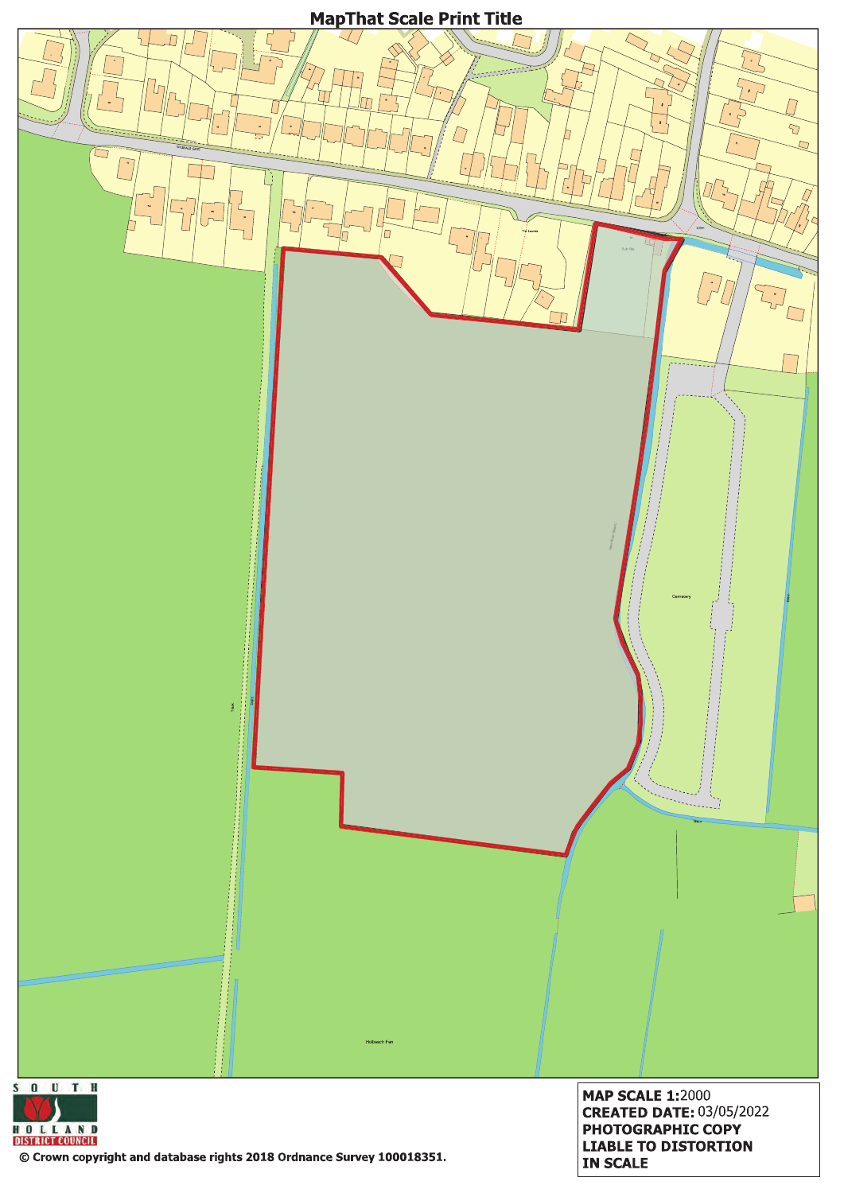# MapThat Scale Print Title

Cemetery

Holbeach Fen

SOUTH HOLLAND DISTRICT COUNCIL

© Crown copyright and database rights 2018 Ordnance Survey 100018351.

**MAP SCALE 1:**2000
**CREATED DATE:** 03/05/2022
**PHOTOGRAPHIC COPY LIABLE TO DISTORTION IN SCALE**